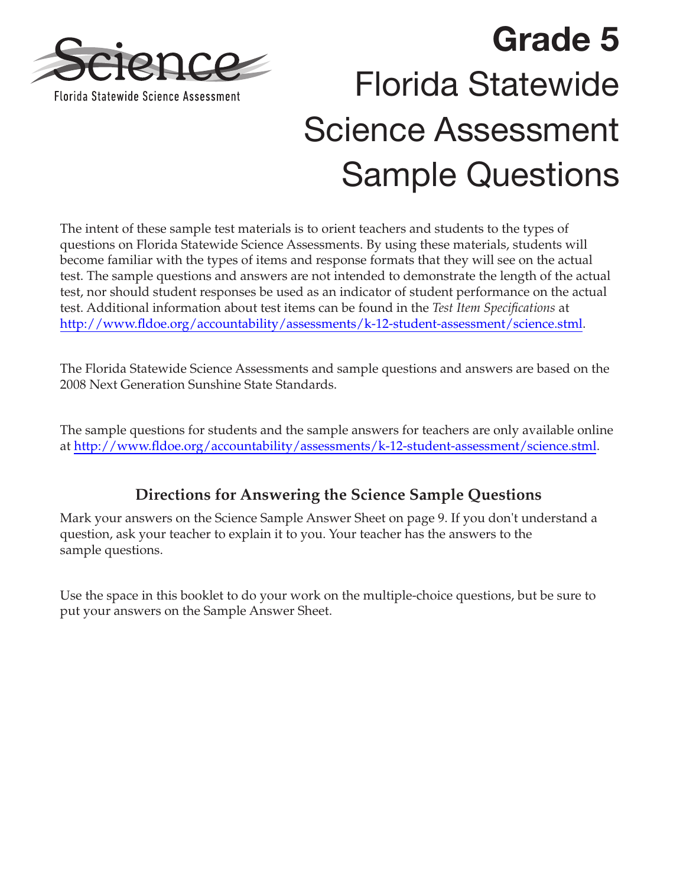Science

Florida Statewide Science Assessment

# Grade 5 Florida Statewide Science Assessment Sample Questions

The intent of these sample test materials is to orient teachers and students to the types of questions on Florida Statewide Science Assessments. By using these materials, students will become familiar with the types of items and response formats that they will see on the actual test. The sample questions and answers are not intended to demonstrate the length of the actual test, nor should student responses be used as an indicator of student performance on the actual test. Additional information about test items can be found in the *Test Item Specifications* at http://www.fldoe.org/accountability/assessments/k-12-student-assessment/science.stml.

The Florida Statewide Science Assessments and sample questions and answers are based on the 2008 Next Generation Sunshine State Standards.

The sample questions for students and the sample answers for teachers are only available online at http://www.fldoe.org/accountability/assessments/k-12-student-assessment/science.stml.

## Directions for Answering the Science Sample Questions

Mark your answers on the Science Sample Answer Sheet on page 9. If you don't understand a question, ask your teacher to explain it to you. Your teacher has the answers to the sample questions.

Use the space in this booklet to do your work on the multiple-choice questions, but be sure to put your answers on the Sample Answer Sheet.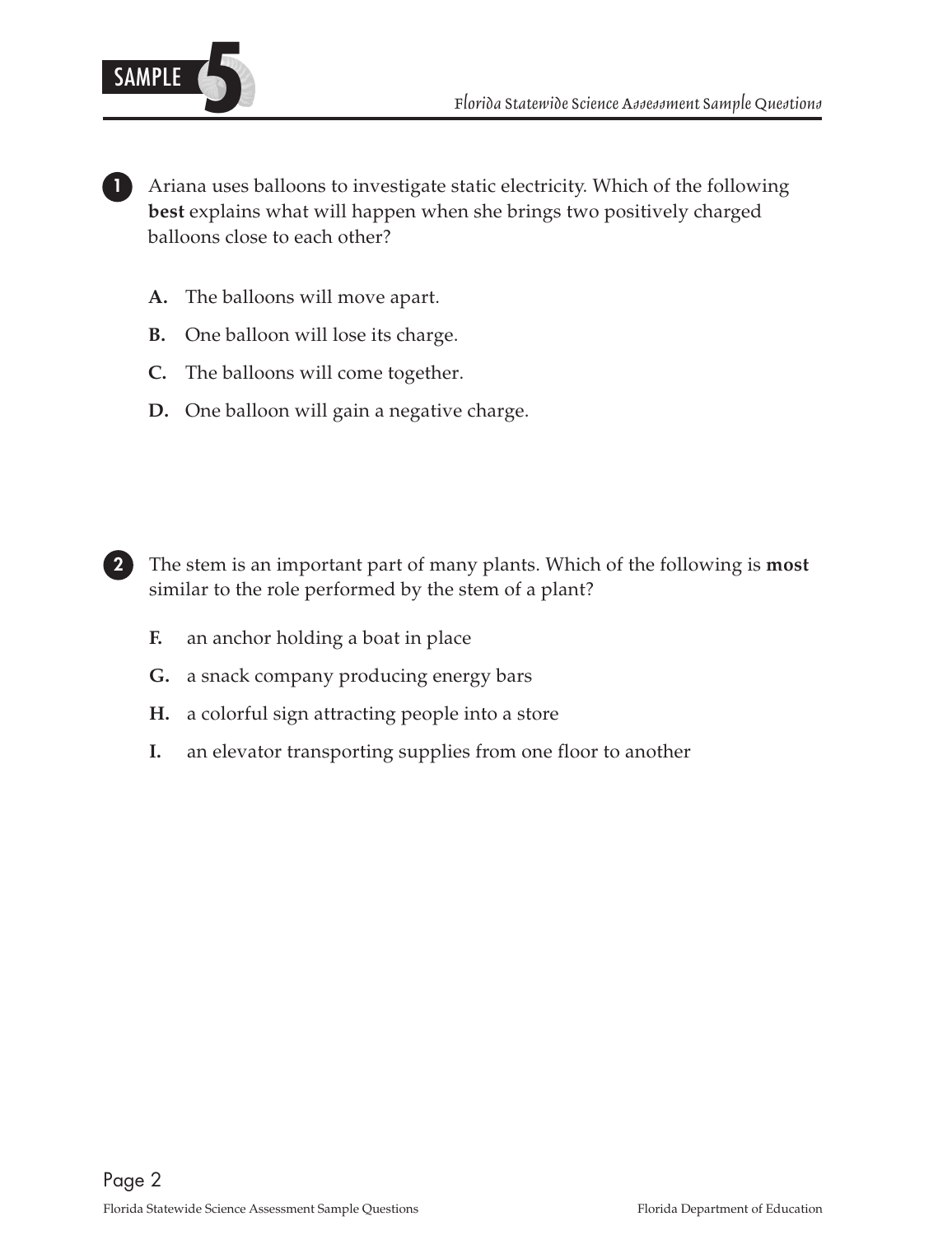**1** Ariana uses balloons to investigate static electricity. Which of the following **best** explains what will happen when she brings two positively charged balloons close to each other?

- **A.** The balloons will move apart.
- **B.** One balloon will lose its charge.
- **C.** The balloons will come together.
- **D.** One balloon will gain a negative charge.

**2** The stem is an important part of many plants. Which of the following is **most** similar to the role performed by the stem of a plant?

- **F.** an anchor holding a boat in place
- **G.** a snack company producing energy bars
- **H.** a colorful sign attracting people into a store
- **I.** an elevator transporting supplies from one floor to another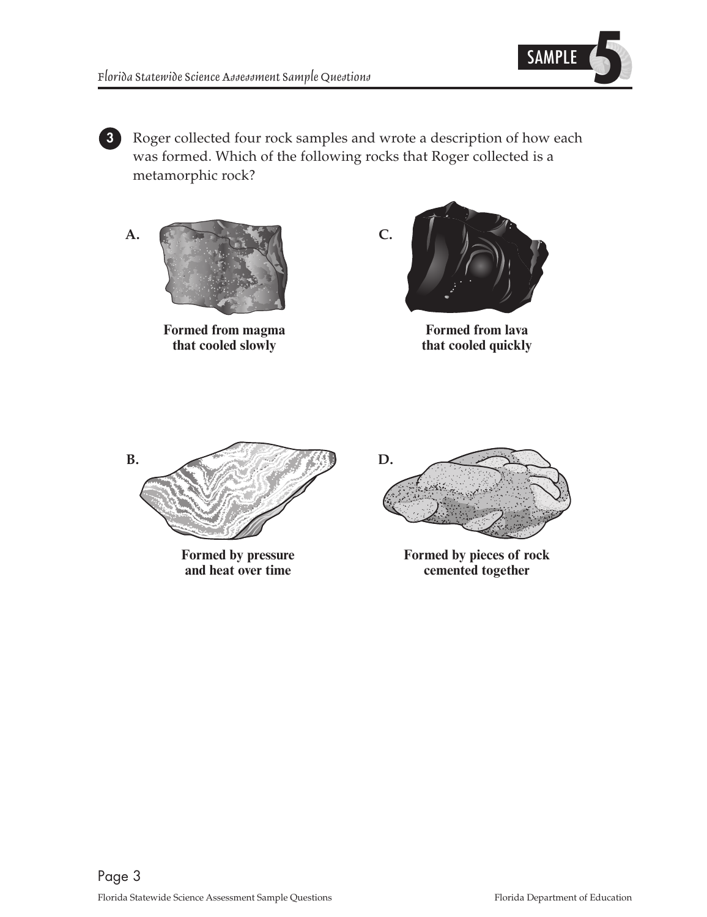**3** Roger collected four rock samples and wrote a description of how each was formed. Which of the following rocks that Roger collected is a metamorphic rock?

**A.** Formed from magma that cooled slowly

**B.** Formed by pressure and heat over time

**C.** Formed from lava that cooled quickly

**D.** Formed by pieces of rock cemented together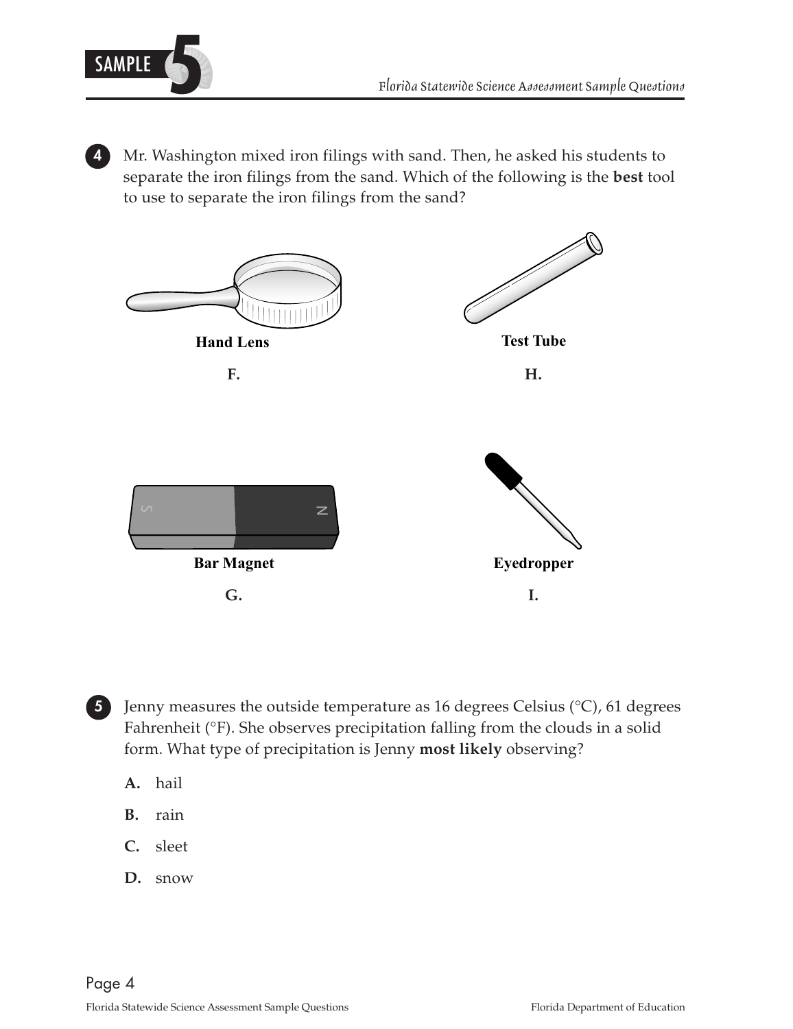**4** Mr. Washington mixed iron filings with sand. Then, he asked his students to separate the iron filings from the sand. Which of the following is the **best** tool to use to separate the iron filings from the sand?

Hand Lens

**F.**

Test Tube

**H.**

Bar Magnet

**G.**

Eyedropper

**I.**

**5** Jenny measures the outside temperature as 16 degrees Celsius (°C), 61 degrees Fahrenheit (°F). She observes precipitation falling from the clouds in a solid form. What type of precipitation is Jenny **most likely** observing?

**A.** hail

**B.** rain

**C.** sleet

**D.** snow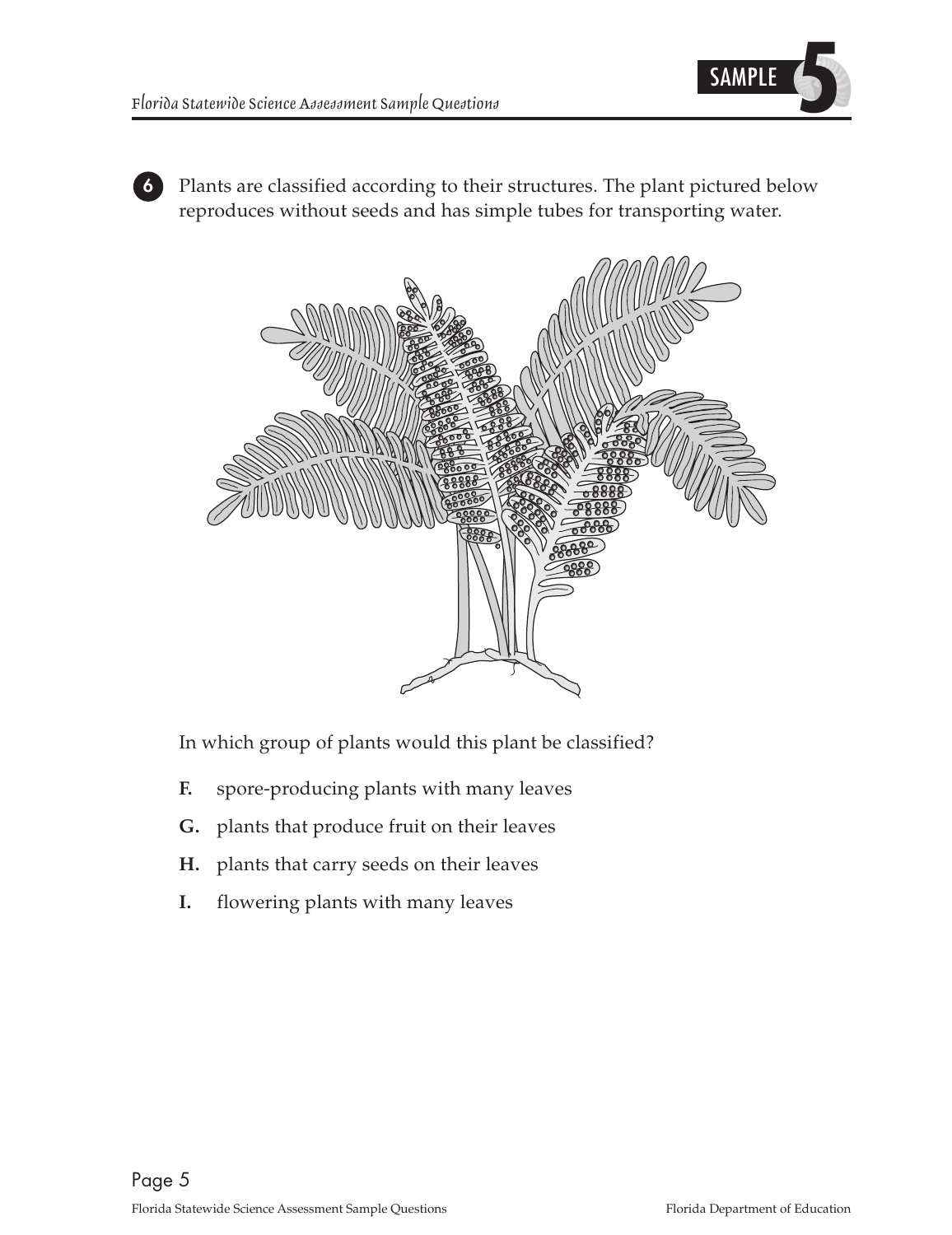6 Plants are classified according to their structures. The plant pictured below reproduces without seeds and has simple tubes for transporting water.

In which group of plants would this plant be classified?

**F.** spore-producing plants with many leaves

**G.** plants that produce fruit on their leaves

**H.** plants that carry seeds on their leaves

**I.** flowering plants with many leaves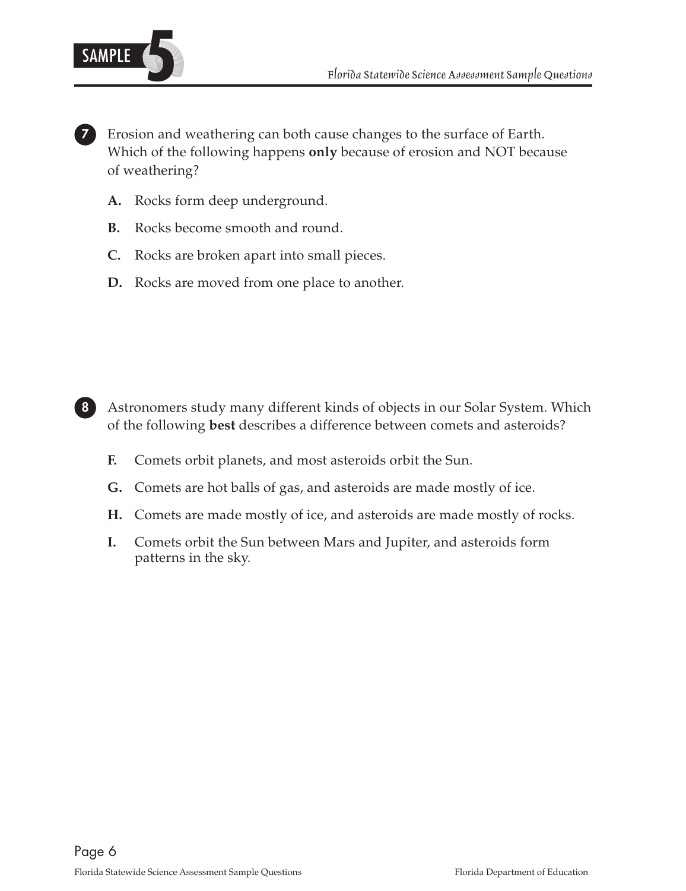**7** Erosion and weathering can both cause changes to the surface of Earth. Which of the following happens **only** because of erosion and NOT because of weathering?

**A.** Rocks form deep underground.

**B.** Rocks become smooth and round.

**C.** Rocks are broken apart into small pieces.

**D.** Rocks are moved from one place to another.

**8** Astronomers study many different kinds of objects in our Solar System. Which of the following **best** describes a difference between comets and asteroids?

**F.** Comets orbit planets, and most asteroids orbit the Sun.

**G.** Comets are hot balls of gas, and asteroids are made mostly of ice.

**H.** Comets are made mostly of ice, and asteroids are made mostly of rocks.

**I.** Comets orbit the Sun between Mars and Jupiter, and asteroids form patterns in the sky.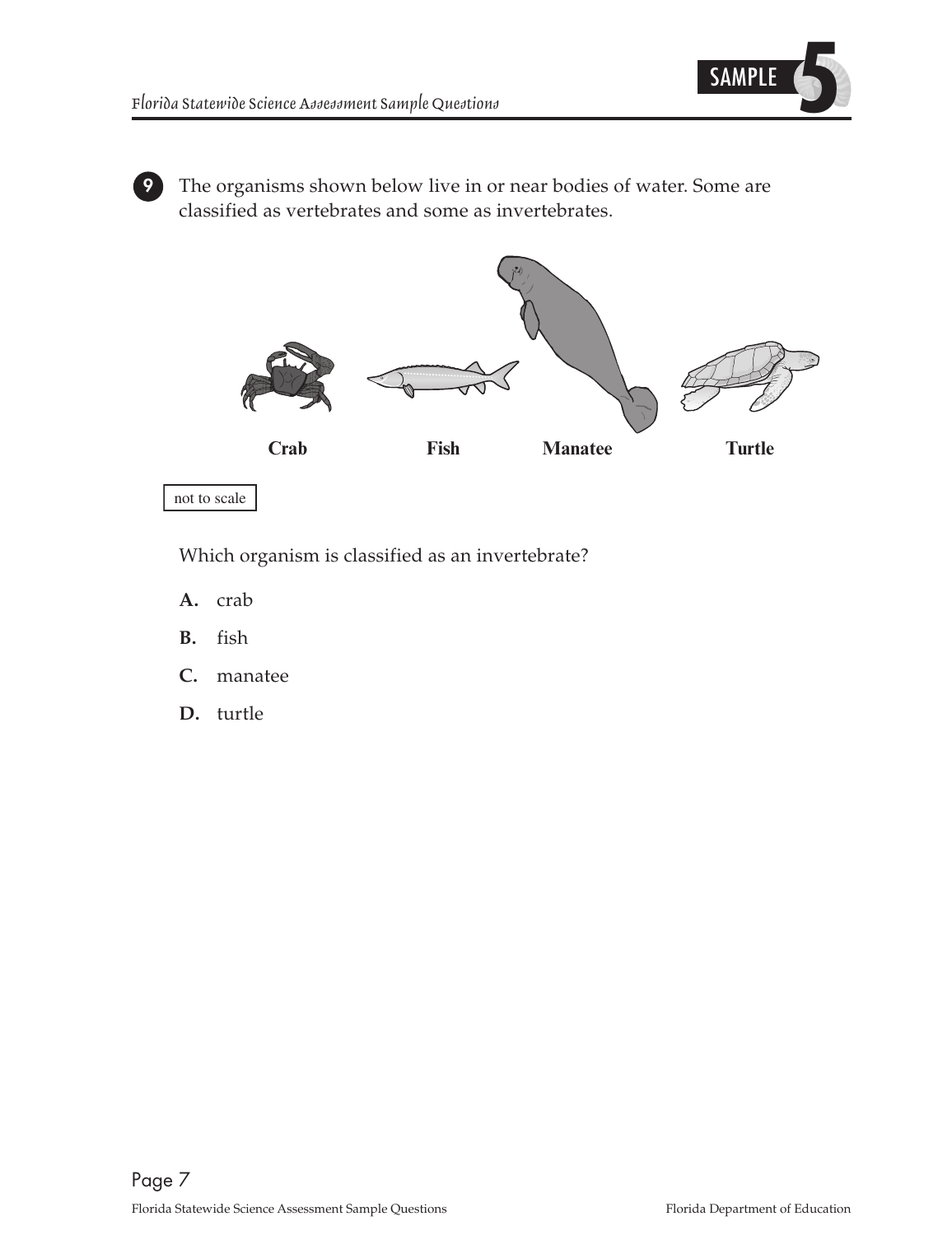**9** The organisms shown below live in or near bodies of water. Some are classified as vertebrates and some as invertebrates.

Crab Fish Manatee Turtle

not to scale

Which organism is classified as an invertebrate?

**A.** crab

**B.** fish

**C.** manatee

**D.** turtle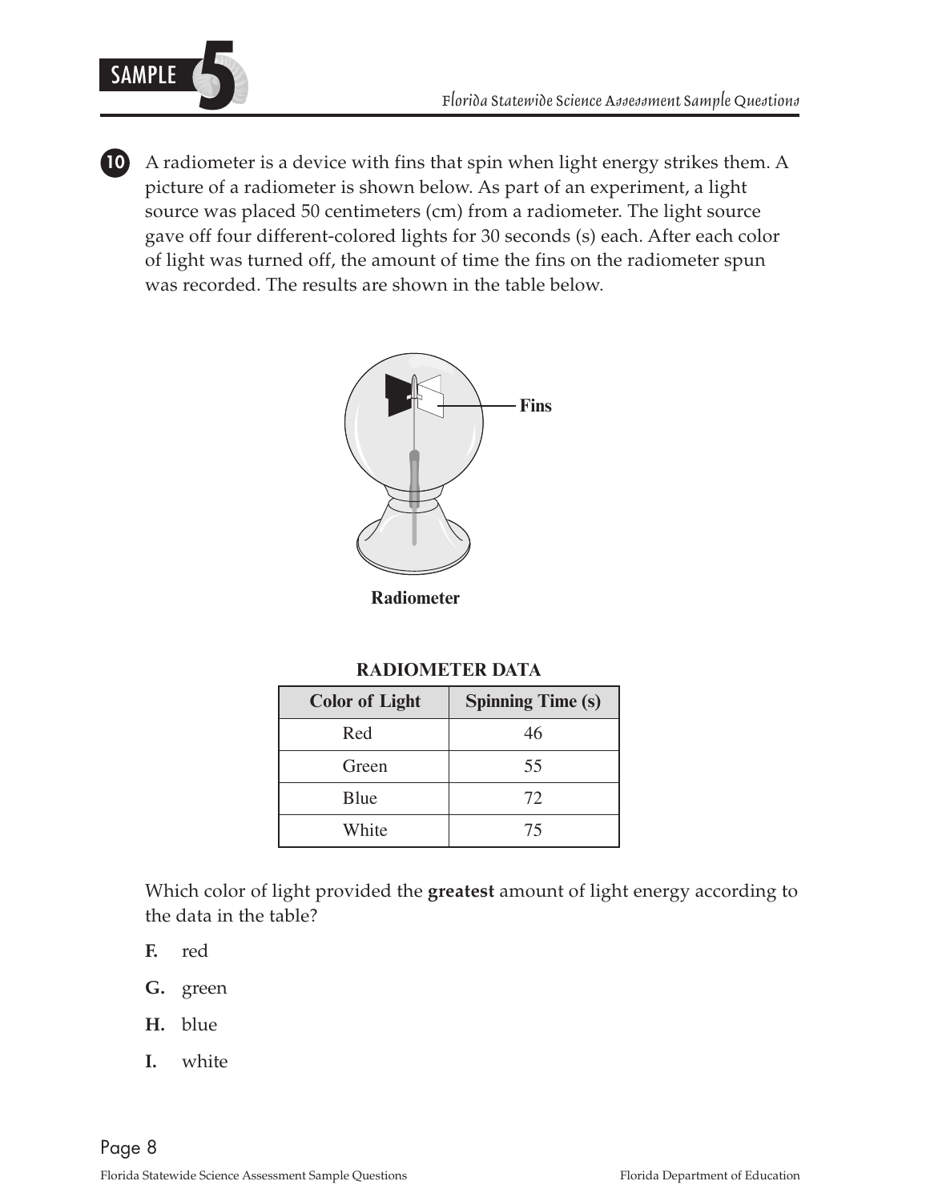**10** A radiometer is a device with fins that spin when light energy strikes them. A picture of a radiometer is shown below. As part of an experiment, a light source was placed 50 centimeters (cm) from a radiometer. The light source gave off four different-colored lights for 30 seconds (s) each. After each color of light was turned off, the amount of time the fins on the radiometer spun was recorded. The results are shown in the table below.

Fins

**Radiometer**

**RADIOMETER DATA**

| Color of Light | Spinning Time (s) |
| --- | --- |
| Red | 46 |
| Green | 55 |
| Blue | 72 |
| White | 75 |

Which color of light provided the **greatest** amount of light energy according to the data in the table?

**F.** red

**G.** green

**H.** blue

**I.** white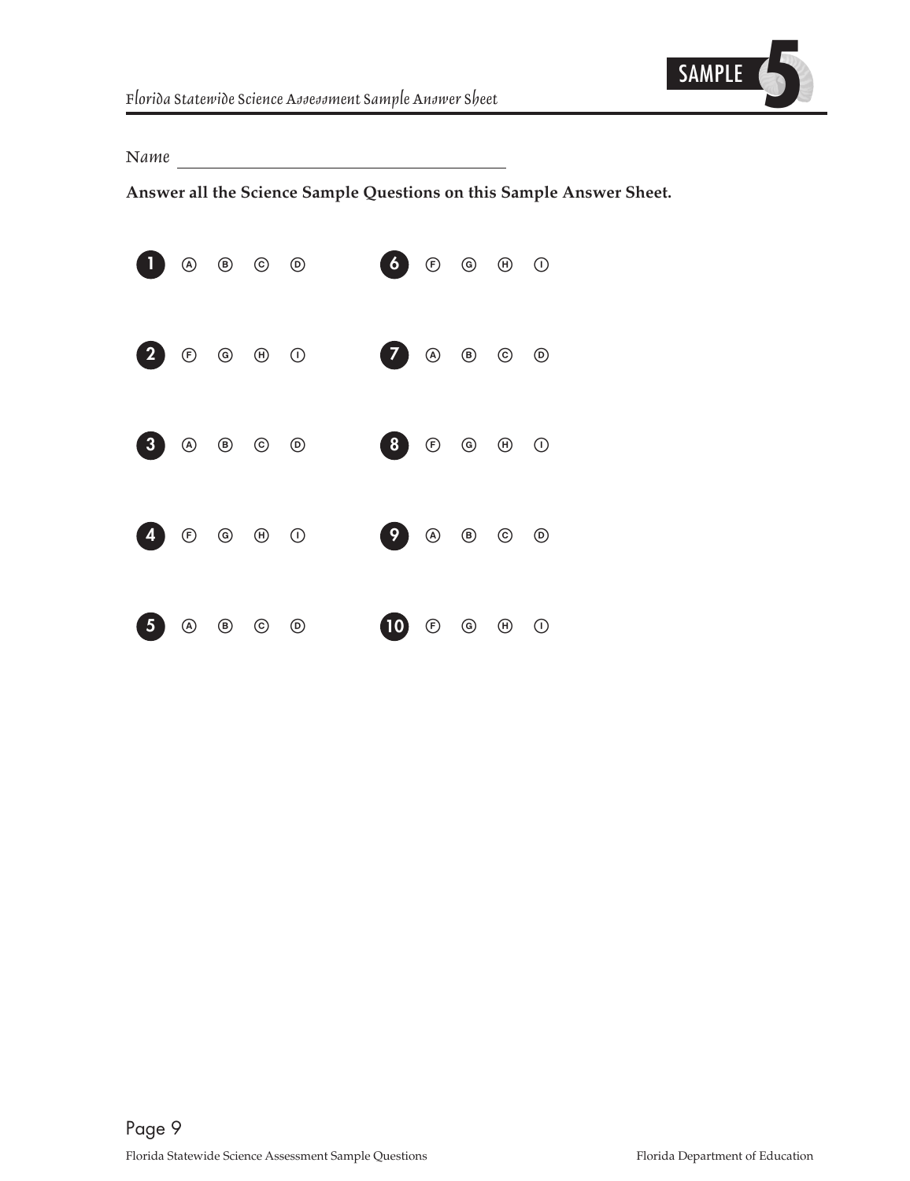# Florida Statewide Science Assessment Sample Answer Sheet

SAMPLE 5

Name ______________________________

**Answer all the Science Sample Questions on this Sample Answer Sheet.**

1. Ⓐ Ⓑ Ⓒ Ⓓ
2. Ⓕ Ⓖ Ⓗ Ⓘ
3. Ⓐ Ⓑ Ⓒ Ⓓ
4. Ⓕ Ⓖ Ⓗ Ⓘ
5. Ⓐ Ⓑ Ⓒ Ⓓ
6. Ⓕ Ⓖ Ⓗ Ⓘ
7. Ⓐ Ⓑ Ⓒ Ⓓ
8. Ⓕ Ⓖ Ⓗ Ⓘ
9. Ⓐ Ⓑ Ⓒ Ⓓ
10. Ⓕ Ⓖ Ⓗ Ⓘ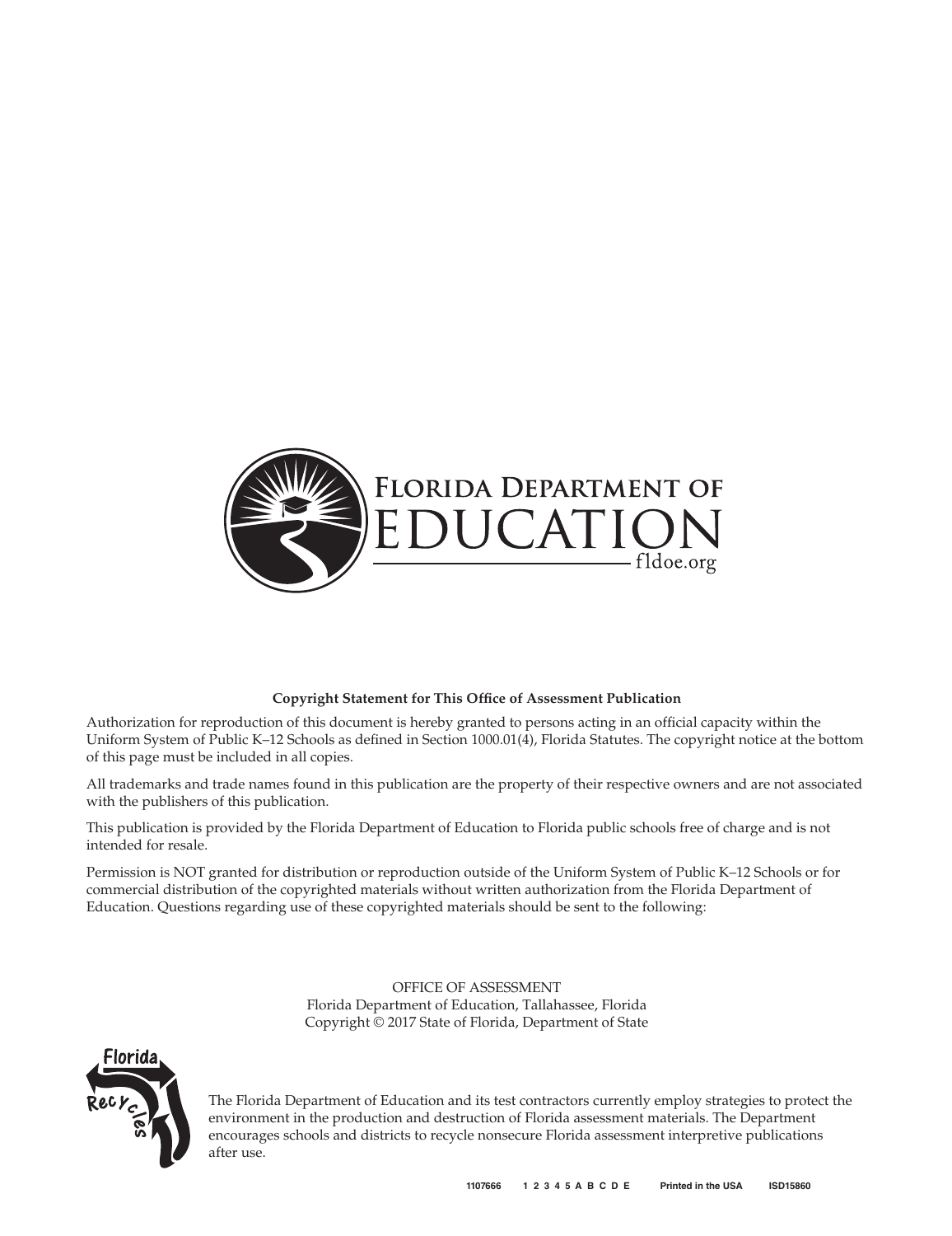FLORIDA DEPARTMENT OF EDUCATION
fldoe.org

**Copyright Statement for This Office of Assessment Publication**

Authorization for reproduction of this document is hereby granted to persons acting in an official capacity within the Uniform System of Public K–12 Schools as defined in Section 1000.01(4), Florida Statutes. The copyright notice at the bottom of this page must be included in all copies.

All trademarks and trade names found in this publication are the property of their respective owners and are not associated with the publishers of this publication.

This publication is provided by the Florida Department of Education to Florida public schools free of charge and is not intended for resale.

Permission is NOT granted for distribution or reproduction outside of the Uniform System of Public K–12 Schools or for commercial distribution of the copyrighted materials without written authorization from the Florida Department of Education. Questions regarding use of these copyrighted materials should be sent to the following:

OFFICE OF ASSESSMENT
Florida Department of Education, Tallahassee, Florida
Copyright © 2017 State of Florida, Department of State

Florida Recycles

The Florida Department of Education and its test contractors currently employ strategies to protect the environment in the production and destruction of Florida assessment materials. The Department encourages schools and districts to recycle nonsecure Florida assessment interpretive publications after use.

1107666 1 2 3 4 5 A B C D E Printed in the USA ISD15860